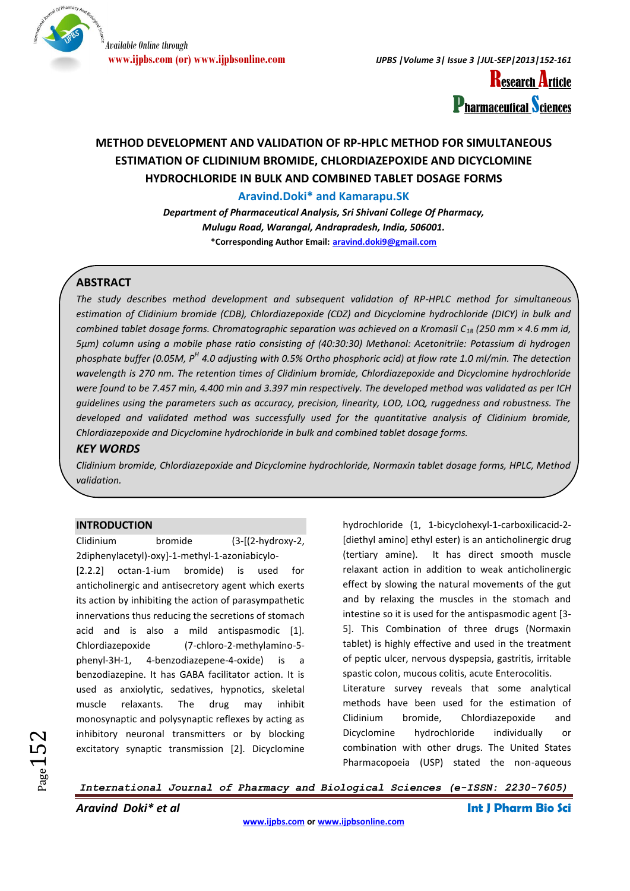# METHOD DEVELOPMENT AND VALIDATION OF RP-HPLC METHOD FOR SIMULTANEOUS ESTIMATION OF CLIDINIUM BROMIDE, CHLORDIAZEPOXIDE AND DICYCLOMINE HYDROCHLORIDE IN BULK AND COMBINED TABLET DOSAGE FORMS

**Aravind.Doki\* and Kamarapu.SK**

*Department of Pharmaceutical Analysis, Sri Shivani College Of Pharmacy, Mulugu Road, Warangal, Andrapradesh, India, 506001.*

**\*Corresponding Author Email: aravind.doki9@gmail.com**

## ABSTRACT

*The study describes method development and subsequent validation of RP-HPLC method for simultaneous estimation of Clidinium bromide (CDB), Chlordiazepoxide (CDZ) and Dicyclomine hydrochloride (DICY) in bulk and combined tablet dosage forms. Chromatographic separation was achieved on a Kromasil $C_{18}$ (250 mm × 4.6 mm id, 5µm) column using a mobile phase ratio consisting of (40:30:30) Methanol: Acetonitrile: Potassium di hydrogen phosphate buffer (0.05M, $P^H$ 4.0 adjusting with 0.5% Ortho phosphoric acid) at flow rate 1.0 ml/min. The detection wavelength is 270 nm. The retention times of Clidinium bromide, Chlordiazepoxide and Dicyclomine hydrochloride were found to be 7.457 min, 4.400 min and 3.397 min respectively. The developed method was validated as per ICH guidelines using the parameters such as accuracy, precision, linearity, LOD, LOQ, ruggedness and robustness. The developed and validated method was successfully used for the quantitative analysis of Clidinium bromide, Chlordiazepoxide and Dicyclomine hydrochloride in bulk and combined tablet dosage forms.*

### KEY WORDS

Clidinium bromide, Chlordiazepoxide and Dicyclomine hydrochloride, Normaxin tablet dosage forms, HPLC, Method validation.

## INTRODUCTION

Clidinium bromide (3-[(2-hydroxy-2, 2diphenylacetyl)-oxy]-1-methyl-1-azoniabicyclo-[2.2.2] octan-1-ium bromide) is used for anticholinergic and antisecretory agent which exerts its action by inhibiting the action of parasympathetic innervations thus reducing the secretions of stomach acid and is also a mild antispasmodic [1]. Chlordiazepoxide (7-chloro-2-methylamino-5-phenyl-3H-1, 4-benzodiazepene-4-oxide) is a benzodiazepine. It has GABA facilitator action. It is used as anxiolytic, sedatives, hypnotics, skeletal muscle relaxants. The drug may inhibit monosynaptic and polysynaptic reflexes by acting as inhibitory neuronal transmitters or by blocking excitatory synaptic transmission [2]. Dicyclomine hydrochloride (1, 1-bicyclohexyl-1-carboxilicacid-2-[diethyl amino] ethyl ester) is an anticholinergic drug (tertiary amine). It has direct smooth muscle relaxant action in addition to weak anticholinergic effect by slowing the natural movements of the gut and by relaxing the muscles in the stomach and intestine so it is used for the antispasmodic agent [3-5]. This Combination of three drugs (Normaxin tablet) is highly effective and used in the treatment of peptic ulcer, nervous dyspepsia, gastritis, irritable spastic colon, mucous colitis, acute Enterocolitis.

Literature survey reveals that some analytical methods have been used for the estimation of Clidinium bromide, Chlordiazepoxide and Dicyclomine hydrochloride individually or combination with other drugs. The United States Pharmacopoeia (USP) stated the non-aqueous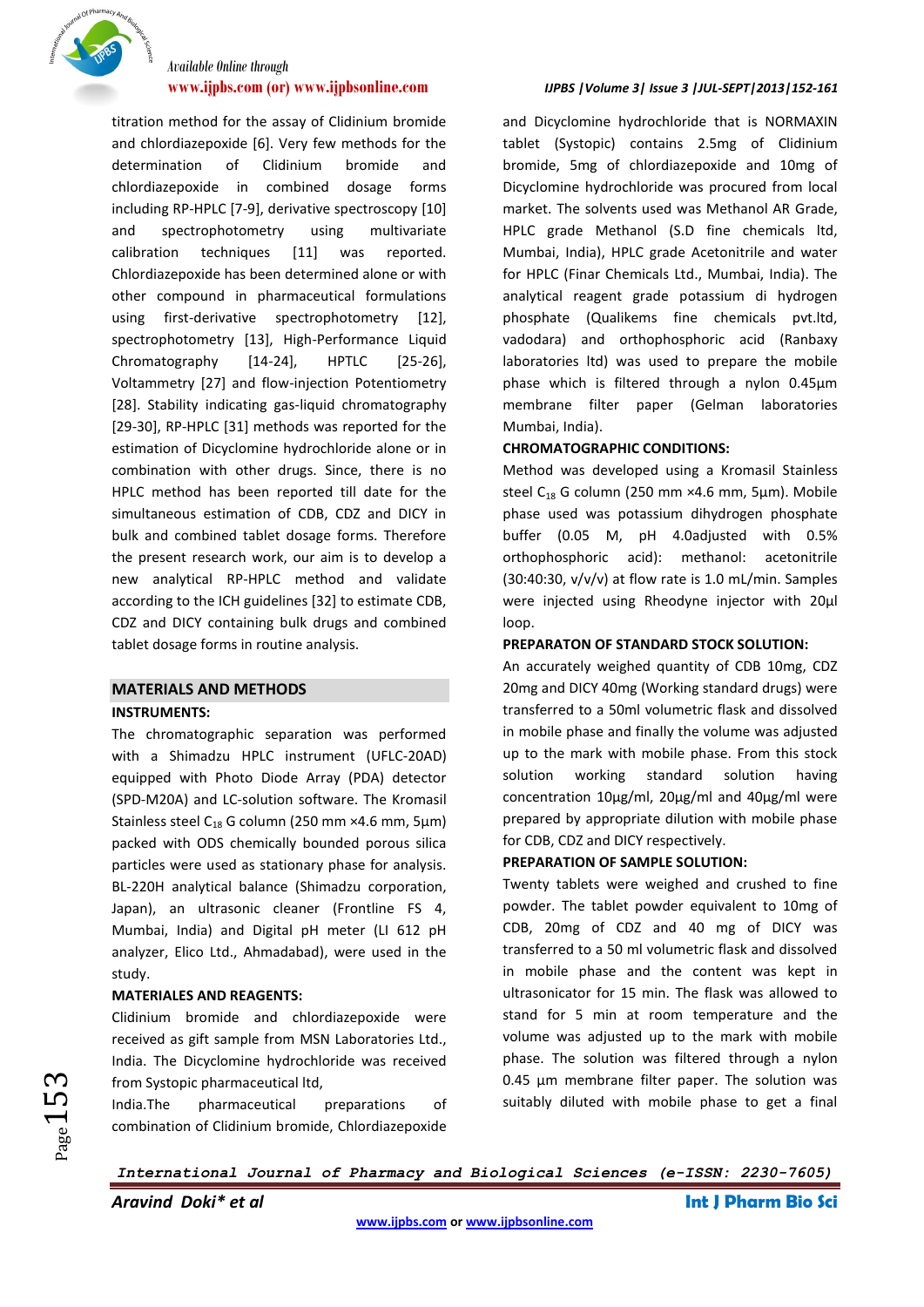titration method for the assay of Clidinium bromide and chlordiazepoxide [6]. Very few methods for the determination of Clidinium bromide and chlordiazepoxide in combined dosage forms including RP-HPLC [7-9], derivative spectroscopy [10] and spectrophotometry using multivariate calibration techniques [11] was reported. Chlordiazepoxide has been determined alone or with other compound in pharmaceutical formulations using first-derivative spectrophotometry [12], spectrophotometry [13], High-Performance Liquid Chromatography [14-24], HPTLC [25-26], Voltammetry [27] and flow-injection Potentiometry [28]. Stability indicating gas-liquid chromatography [29-30], RP-HPLC [31] methods was reported for the estimation of Dicyclomine hydrochloride alone or in combination with other drugs. Since, there is no HPLC method has been reported till date for the simultaneous estimation of CDB, CDZ and DICY in bulk and combined tablet dosage forms. Therefore the present research work, our aim is to develop a new analytical RP-HPLC method and validate according to the ICH guidelines [32] to estimate CDB, CDZ and DICY containing bulk drugs and combined tablet dosage forms in routine analysis.

## MATERIALS AND METHODS

### INSTRUMENTS:

The chromatographic separation was performed with a Shimadzu HPLC instrument (UFLC-20AD) equipped with Photo Diode Array (PDA) detector (SPD-M20A) and LC-solution software. The Kromasil Stainless steel $C_{18}$ G column (250 mm ×4.6 mm, 5µm) packed with ODS chemically bounded porous silica particles were used as stationary phase for analysis. BL-220H analytical balance (Shimadzu corporation, Japan), an ultrasonic cleaner (Frontline FS 4, Mumbai, India) and Digital pH meter (LI 612 pH analyzer, Elico Ltd., Ahmadabad), were used in the study.

### MATERIALES AND REAGENTS:

Clidinium bromide and chlordiazepoxide were received as gift sample from MSN Laboratories Ltd., India. The Dicyclomine hydrochloride was received from Systopic pharmaceutical ltd,

India.The pharmaceutical preparations of combination of Clidinium bromide, Chlordiazepoxide and Dicyclomine hydrochloride that is NORMAXIN tablet (Systopic) contains 2.5mg of Clidinium bromide, 5mg of chlordiazepoxide and 10mg of Dicyclomine hydrochloride was procured from local market. The solvents used was Methanol AR Grade, HPLC grade Methanol (S.D fine chemicals ltd, Mumbai, India), HPLC grade Acetonitrile and water for HPLC (Finar Chemicals Ltd., Mumbai, India). The analytical reagent grade potassium di hydrogen phosphate (Qualikems fine chemicals pvt.ltd, vadodara) and orthophosphoric acid (Ranbaxy laboratories ltd) was used to prepare the mobile phase which is filtered through a nylon 0.45µm membrane filter paper (Gelman laboratories Mumbai, India).

### CHROMATOGRAPHIC CONDITIONS:

Method was developed using a Kromasil Stainless steel $C_{18}$ G column (250 mm ×4.6 mm, 5µm). Mobile phase used was potassium dihydrogen phosphate buffer (0.05 M, pH 4.0adjusted with 0.5% orthophosphoric acid): methanol: acetonitrile (30:40:30, v/v/v) at flow rate is 1.0 mL/min. Samples were injected using Rheodyne injector with 20µl loop.

### PREPARATON OF STANDARD STOCK SOLUTION:

An accurately weighed quantity of CDB 10mg, CDZ 20mg and DICY 40mg (Working standard drugs) were transferred to a 50ml volumetric flask and dissolved in mobile phase and finally the volume was adjusted up to the mark with mobile phase. From this stock solution working standard solution having concentration 10µg/ml, 20µg/ml and 40µg/ml were prepared by appropriate dilution with mobile phase for CDB, CDZ and DICY respectively.

### PREPARATION OF SAMPLE SOLUTION:

Twenty tablets were weighed and crushed to fine powder. The tablet powder equivalent to 10mg of CDB, 20mg of CDZ and 40 mg of DICY was transferred to a 50 ml volumetric flask and dissolved in mobile phase and the content was kept in ultrasonicator for 15 min. The flask was allowed to stand for 5 min at room temperature and the volume was adjusted up to the mark with mobile phase. The solution was filtered through a nylon 0.45 µm membrane filter paper. The solution was suitably diluted with mobile phase to get a final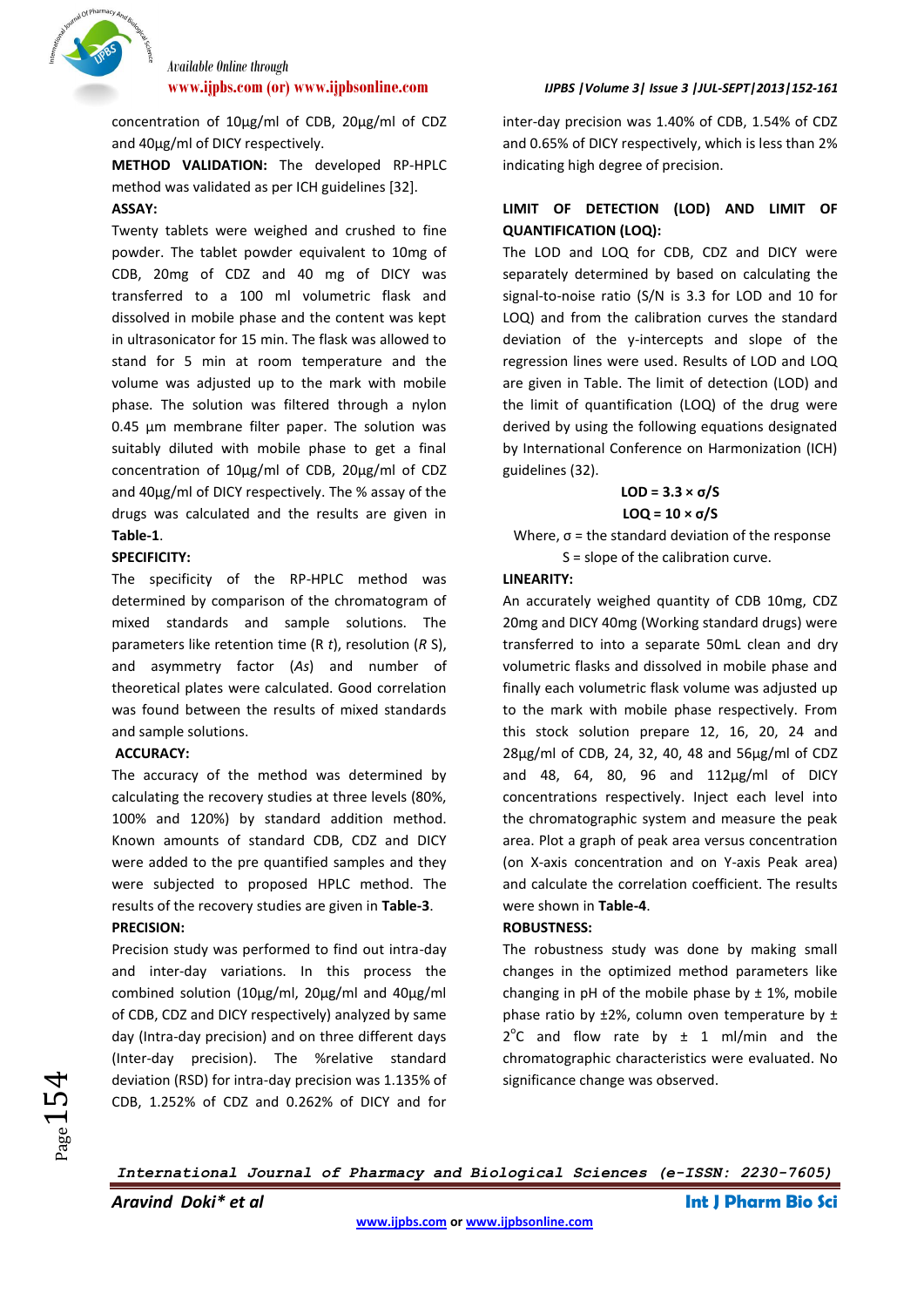concentration of 10µg/ml of CDB, 20µg/ml of CDZ and 40µg/ml of DICY respectively.

**METHOD VALIDATION:** The developed RP-HPLC method was validated as per ICH guidelines [32].

**ASSAY:**

Twenty tablets were weighed and crushed to fine powder. The tablet powder equivalent to 10mg of CDB, 20mg of CDZ and 40 mg of DICY was transferred to a 100 ml volumetric flask and dissolved in mobile phase and the content was kept in ultrasonicator for 15 min. The flask was allowed to stand for 5 min at room temperature and the volume was adjusted up to the mark with mobile phase. The solution was filtered through a nylon 0.45 µm membrane filter paper. The solution was suitably diluted with mobile phase to get a final concentration of 10µg/ml of CDB, 20µg/ml of CDZ and 40µg/ml of DICY respectively. The % assay of the drugs was calculated and the results are given in **Table-1**.

**SPECIFICITY:**

The specificity of the RP-HPLC method was determined by comparison of the chromatogram of mixed standards and sample solutions. The parameters like retention time (R *t*), resolution (*R* S), and asymmetry factor (*As*) and number of theoretical plates were calculated. Good correlation was found between the results of mixed standards and sample solutions.

**ACCURACY:**

The accuracy of the method was determined by calculating the recovery studies at three levels (80%, 100% and 120%) by standard addition method. Known amounts of standard CDB, CDZ and DICY were added to the pre quantified samples and they were subjected to proposed HPLC method. The results of the recovery studies are given in **Table-3**.

**PRECISION:**

Precision study was performed to find out intra-day and inter-day variations. In this process the combined solution (10µg/ml, 20µg/ml and 40µg/ml of CDB, CDZ and DICY respectively) analyzed by same day (Intra-day precision) and on three different days (Inter-day precision). The %relative standard deviation (RSD) for intra-day precision was 1.135% of CDB, 1.252% of CDZ and 0.262% of DICY and for inter-day precision was 1.40% of CDB, 1.54% of CDZ and 0.65% of DICY respectively, which is less than 2% indicating high degree of precision.

**LIMIT OF DETECTION (LOD) AND LIMIT OF QUANTIFICATION (LOQ):**

The LOD and LOQ for CDB, CDZ and DICY were separately determined by based on calculating the signal-to-noise ratio (S/N is 3.3 for LOD and 10 for LOQ) and from the calibration curves the standard deviation of the y-intercepts and slope of the regression lines were used. Results of LOD and LOQ are given in Table. The limit of detection (LOD) and the limit of quantification (LOQ) of the drug were derived by using the following equations designated by International Conference on Harmonization (ICH) guidelines (32).

$$\text{LOD} = 3.3 \times \sigma/S$$

$$\text{LOQ} = 10 \times \sigma/S$$

Where, $\sigma$ = the standard deviation of the response

S = slope of the calibration curve.

**LINEARITY:**

An accurately weighed quantity of CDB 10mg, CDZ 20mg and DICY 40mg (Working standard drugs) were transferred to into a separate 50mL clean and dry volumetric flasks and dissolved in mobile phase and finally each volumetric flask volume was adjusted up to the mark with mobile phase respectively. From this stock solution prepare 12, 16, 20, 24 and 28µg/ml of CDB, 24, 32, 40, 48 and 56µg/ml of CDZ and 48, 64, 80, 96 and 112µg/ml of DICY concentrations respectively. Inject each level into the chromatographic system and measure the peak area. Plot a graph of peak area versus concentration (on X-axis concentration and on Y-axis Peak area) and calculate the correlation coefficient. The results were shown in **Table-4**.

**ROBUSTNESS:**

The robustness study was done by making small changes in the optimized method parameters like changing in pH of the mobile phase by ± 1%, mobile phase ratio by ±2%, column oven temperature by ± 2°C and flow rate by ± 1 ml/min and the chromatographic characteristics were evaluated. No significance change was observed.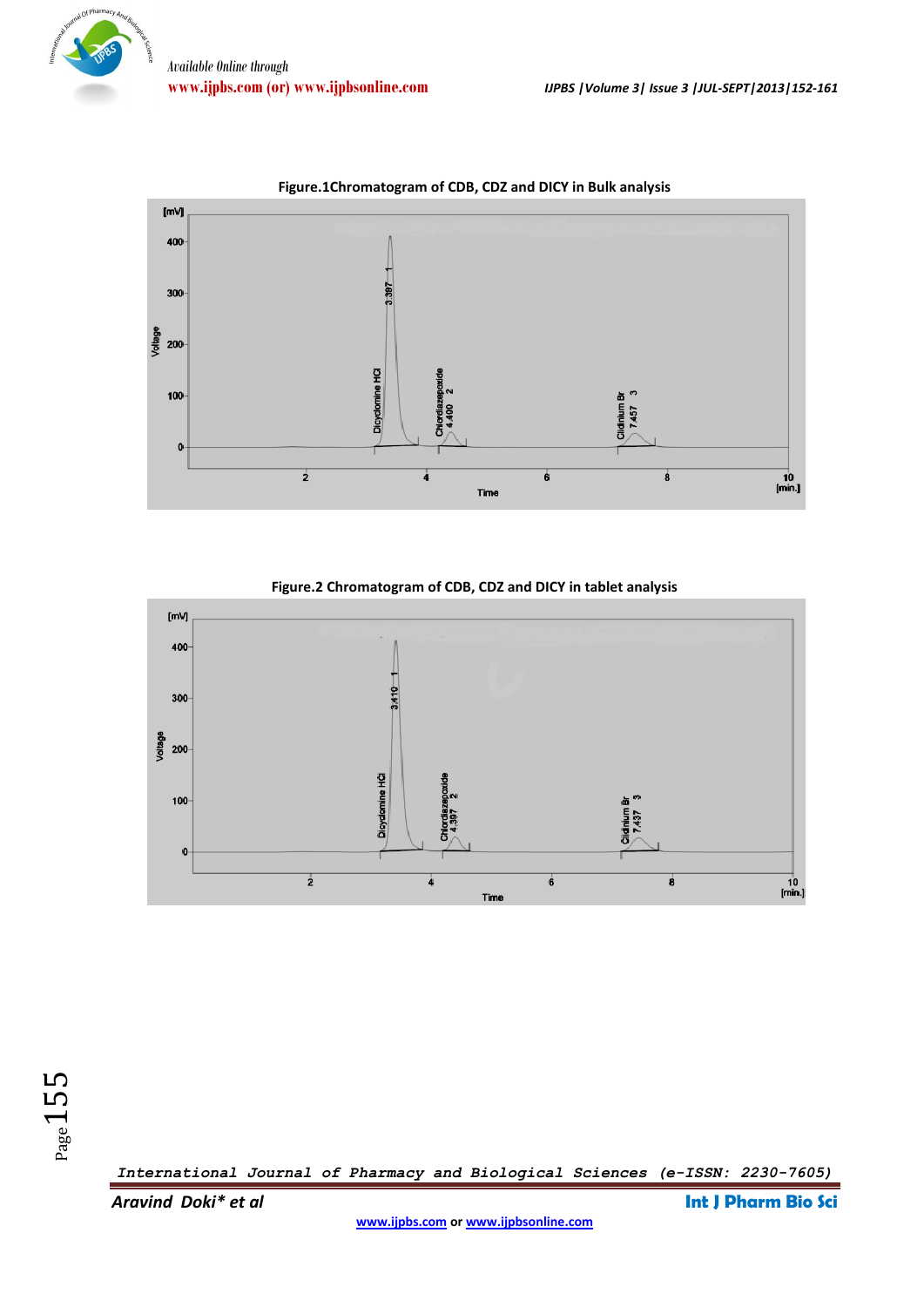**Figure.1Chromatogram of CDB, CDZ and DICY in Bulk analysis**

[mV]

400

300

200

100

0

Voltage

Dicyclomine HCl

3.397 1

Chlordiazepoxide

4.400 2

Clidinium Br

7.457 3

2

4

6

8

10

[min.]

Time

**Figure.2 Chromatogram of CDB, CDZ and DICY in tablet analysis**

[mV]

400

300

200

100

0

Voltage

Dicyclomine HCl

3.410 1

Chlordiazepoxide

4.397 2

Clidinium Br

7.437 3

2

4

6

8

10

[min.]

Time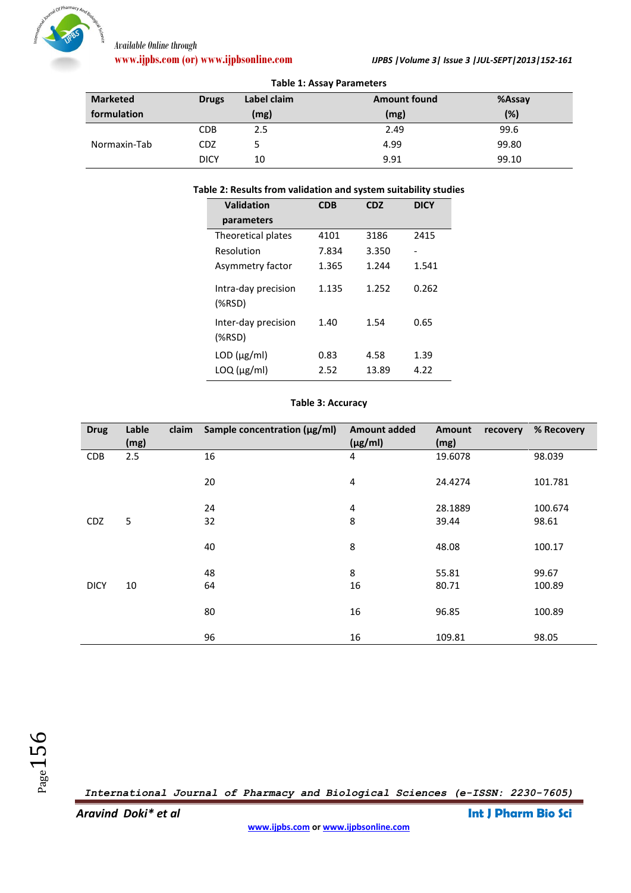**Table 1: Assay Parameters**

| Marketed formulation | Drugs | Label claim (mg) | Amount found (mg) | %Assay (%) |
|---|---|---|---|---|
| Normaxin-Tab | CDB | 2.5 | 2.49 | 99.6 |
| | CDZ | 5 | 4.99 | 99.80 |
| | DICY | 10 | 9.91 | 99.10 |

**Table 2: Results from validation and system suitability studies**

| Validation parameters | CDB | CDZ | DICY |
|---|---|---|---|
| Theoretical plates | 4101 | 3186 | 2415 |
| Resolution | 7.834 | 3.350 | - |
| Asymmetry factor | 1.365 | 1.244 | 1.541 |
| Intra-day precision (%RSD) | 1.135 | 1.252 | 0.262 |
| Inter-day precision (%RSD) | 1.40 | 1.54 | 0.65 |
| LOD (µg/ml) | 0.83 | 4.58 | 1.39 |
| LOQ (µg/ml) | 2.52 | 13.89 | 4.22 |

**Table 3: Accuracy**

| Drug | Lable claim (mg) | Sample concentration (µg/ml) | Amount added (µg/ml) | Amount recovery (mg) | % Recovery |
|---|---|---|---|---|---|
| CDB | 2.5 | 16 | 4 | 19.6078 | 98.039 |
| | | 20 | 4 | 24.4274 | 101.781 |
| | | 24 | 4 | 28.1889 | 100.674 |
| CDZ | 5 | 32 | 8 | 39.44 | 98.61 |
| | | 40 | 8 | 48.08 | 100.17 |
| | | 48 | 8 | 55.81 | 99.67 |
| DICY | 10 | 64 | 16 | 80.71 | 100.89 |
| | | 80 | 16 | 96.85 | 100.89 |
| | | 96 | 16 | 109.81 | 98.05 |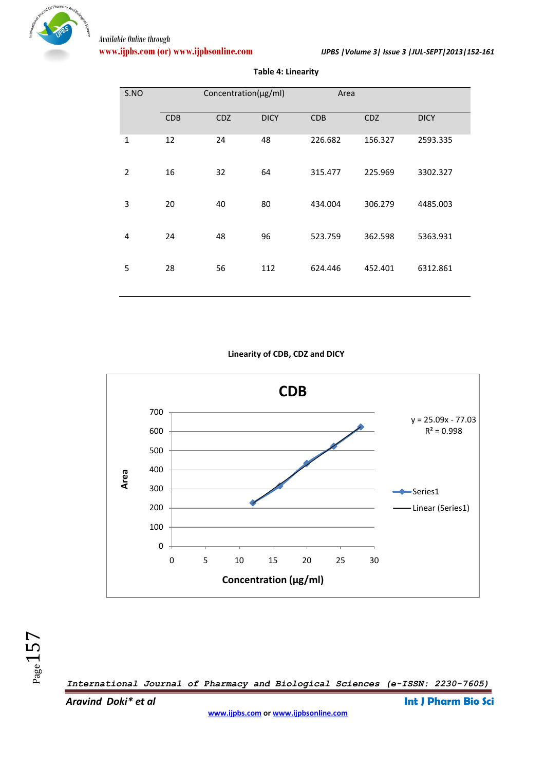**Table 4: Linearity**

| S.NO | Concentration(µg/ml) | | | Area | | |
|---|---|---|---|---|---|---|
| | CDB | CDZ | DICY | CDB | CDZ | DICY |
| 1 | 12 | 24 | 48 | 226.682 | 156.327 | 2593.335 |
| 2 | 16 | 32 | 64 | 315.477 | 225.969 | 3302.327 |
| 3 | 20 | 40 | 80 | 434.004 | 306.279 | 4485.003 |
| 4 | 24 | 48 | 96 | 523.759 | 362.598 | 5363.931 |
| 5 | 28 | 56 | 112 | 624.446 | 452.401 | 6312.861 |

**Linearity of CDB, CDZ and DICY**

CDB

y = 25.09x - 77.03
$R^2$ = 0.998

Series1
Linear (Series1)

Area

0
100
200
300
400
500
600
700

0 5 10 15 20 25 30

Concentration (µg/ml)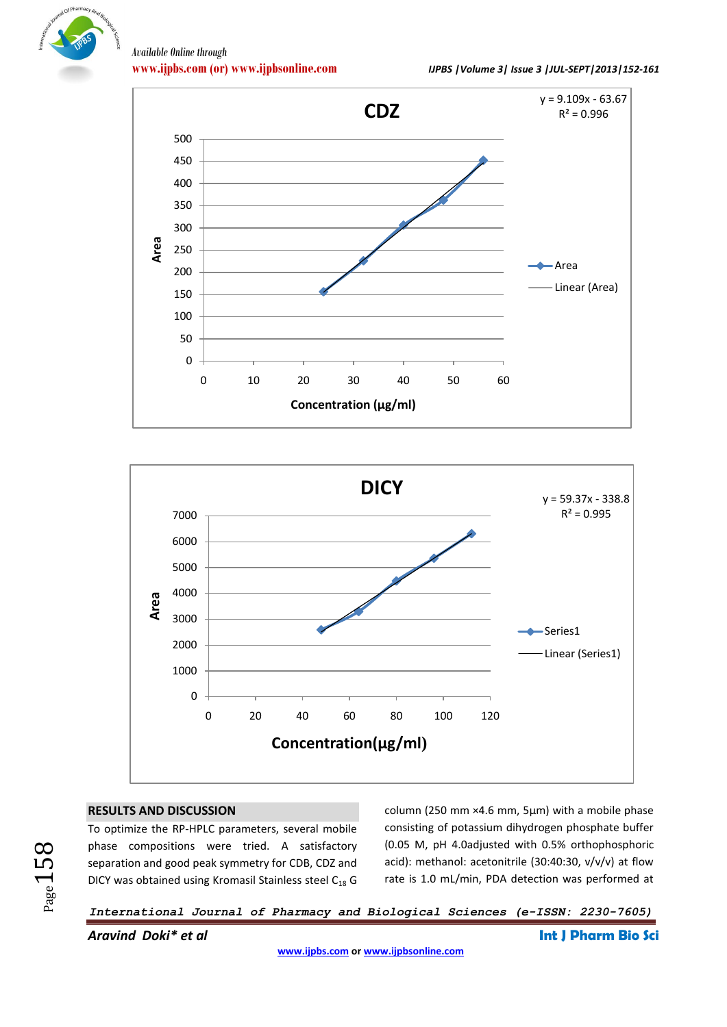CDZ

y = 9.109x - 63.67
$R^2$ = 0.996

Area

500
450
400
350
300
250
200
150
100
50
0

0 10 20 30 40 50 60

Concentration (μg/ml)

Area
Linear (Area)

DICY

y = 59.37x - 338.8
$R^2$ = 0.995

Area

7000
6000
5000
4000
3000
2000
1000
0

0 20 40 60 80 100 120

Concentration(μg/ml)

Series1
Linear (Series1)

## RESULTS AND DISCUSSION

To optimize the RP-HPLC parameters, several mobile phase compositions were tried. A satisfactory separation and good peak symmetry for CDB, CDZ and DICY was obtained using Kromasil Stainless steel $C_{18}$ G column (250 mm ×4.6 mm, 5μm) with a mobile phase consisting of potassium dihydrogen phosphate buffer (0.05 M, pH 4.0adjusted with 0.5% orthophosphoric acid): methanol: acetonitrile (30:40:30, v/v/v) at flow rate is 1.0 mL/min, PDA detection was performed at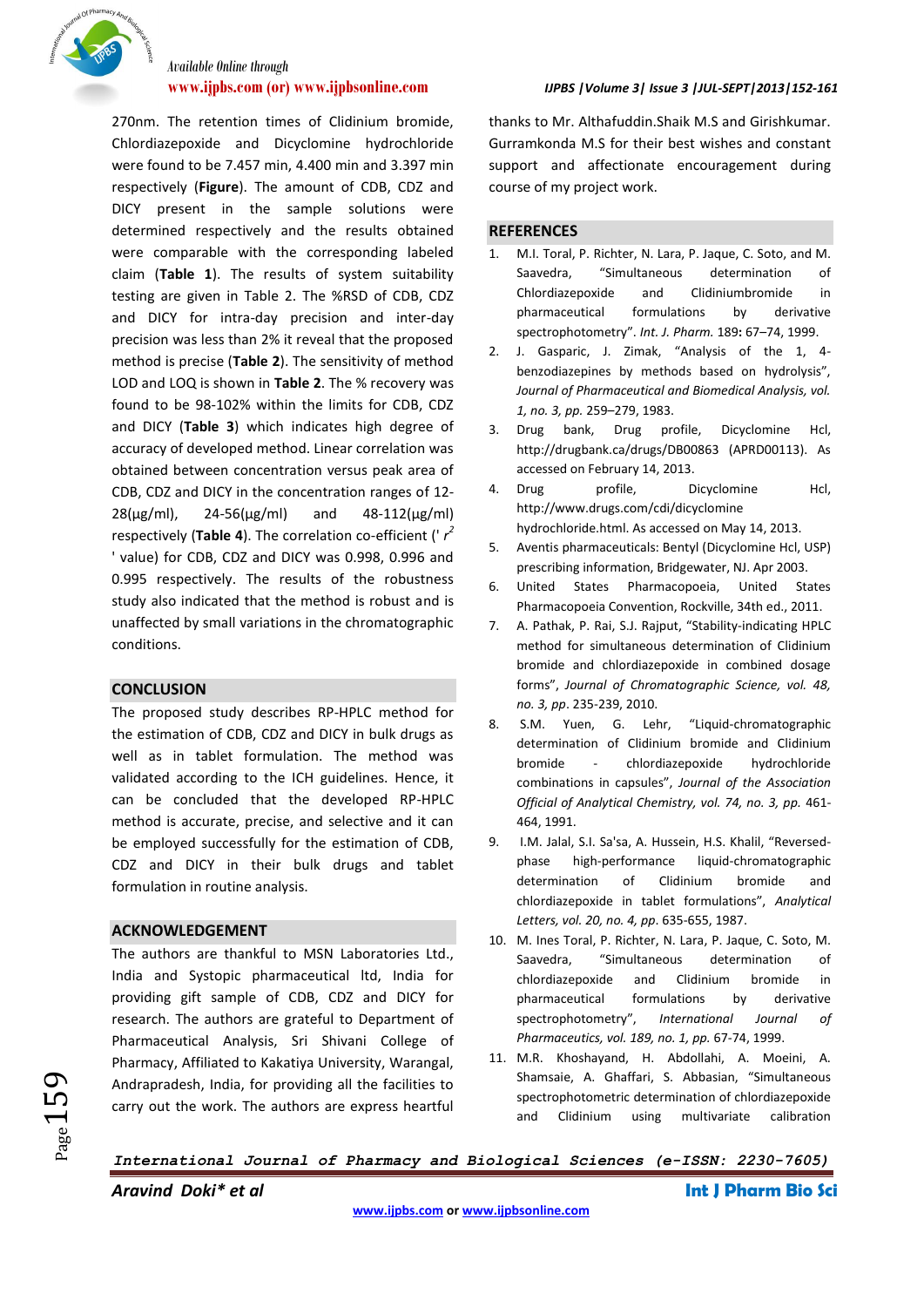270nm. The retention times of Clidinium bromide, Chlordiazepoxide and Dicyclomine hydrochloride were found to be 7.457 min, 4.400 min and 3.397 min respectively (**Figure**). The amount of CDB, CDZ and DICY present in the sample solutions were determined respectively and the results obtained were comparable with the corresponding labeled claim (**Table 1**). The results of system suitability testing are given in Table 2. The %RSD of CDB, CDZ and DICY for intra-day precision and inter-day precision was less than 2% it reveal that the proposed method is precise (**Table 2**). The sensitivity of method LOD and LOQ is shown in **Table 2**. The % recovery was found to be 98-102% within the limits for CDB, CDZ and DICY (**Table 3**) which indicates high degree of accuracy of developed method. Linear correlation was obtained between concentration versus peak area of CDB, CDZ and DICY in the concentration ranges of 12-28(µg/ml), 24-56(µg/ml) and 48-112(µg/ml) respectively (**Table 4**). The correlation co-efficient (' $r^2$ ' value) for CDB, CDZ and DICY was 0.998, 0.996 and 0.995 respectively. The results of the robustness study also indicated that the method is robust and is unaffected by small variations in the chromatographic conditions.

## CONCLUSION

The proposed study describes RP-HPLC method for the estimation of CDB, CDZ and DICY in bulk drugs as well as in tablet formulation. The method was validated according to the ICH guidelines. Hence, it can be concluded that the developed RP-HPLC method is accurate, precise, and selective and it can be employed successfully for the estimation of CDB, CDZ and DICY in their bulk drugs and tablet formulation in routine analysis.

## ACKNOWLEDGEMENT

The authors are thankful to MSN Laboratories Ltd., India and Systopic pharmaceutical ltd, India for providing gift sample of CDB, CDZ and DICY for research. The authors are grateful to Department of Pharmaceutical Analysis, Sri Shivani College of Pharmacy, Affiliated to Kakatiya University, Warangal, Andrapradesh, India, for providing all the facilities to carry out the work. The authors are express heartful thanks to Mr. Althafuddin.Shaik M.S and Girishkumar. Gurramkonda M.S for their best wishes and constant support and affectionate encouragement during course of my project work.

## REFERENCES

1. M.I. Toral, P. Richter, N. Lara, P. Jaque, C. Soto, and M. Saavedra, "Simultaneous determination of Chlordiazepoxide and Clidiniumbromide in pharmaceutical formulations by derivative spectrophotometry". *Int. J. Pharm.* 189**:** 67–74, 1999.
2. J. Gasparic, J. Zimak, "Analysis of the 1, 4-benzodiazepines by methods based on hydrolysis", *Journal of Pharmaceutical and Biomedical Analysis, vol. 1, no. 3, pp.* 259–279, 1983.
3. Drug bank, Drug profile, Dicyclomine Hcl, http://drugbank.ca/drugs/DB00863 (APRD00113). As accessed on February 14, 2013.
4. Drug profile, Dicyclomine Hcl, http://www.drugs.com/cdi/dicyclomine hydrochloride.html. As accessed on May 14, 2013.
5. Aventis pharmaceuticals: Bentyl (Dicyclomine Hcl, USP) prescribing information, Bridgewater, NJ. Apr 2003.
6. United States Pharmacopoeia, United States Pharmacopoeia Convention, Rockville, 34th ed., 2011.
7. A. Pathak, P. Rai, S.J. Rajput, "Stability-indicating HPLC method for simultaneous determination of Clidinium bromide and chlordiazepoxide in combined dosage forms", *Journal of Chromatographic Science, vol. 48, no. 3, pp*. 235-239, 2010.
8. S.M. Yuen, G. Lehr, "Liquid-chromatographic determination of Clidinium bromide and Clidinium bromide - chlordiazepoxide hydrochloride combinations in capsules", *Journal of the Association Official of Analytical Chemistry, vol. 74, no. 3, pp.* 461-464, 1991.
9. I.M. Jalal, S.I. Sa'sa, A. Hussein, H.S. Khalil, "Reversed-phase high-performance liquid-chromatographic determination of Clidinium bromide and chlordiazepoxide in tablet formulations", *Analytical Letters, vol. 20, no. 4, pp*. 635-655, 1987.
10. M. Ines Toral, P. Richter, N. Lara, P. Jaque, C. Soto, M. Saavedra, "Simultaneous determination of chlordiazepoxide and Clidinium bromide in pharmaceutical formulations by derivative spectrophotometry", *International Journal of Pharmaceutics, vol. 189, no. 1, pp.* 67-74, 1999.
11. M.R. Khoshayand, H. Abdollahi, A. Moeini, A. Shamsaie, A. Ghaffari, S. Abbasian, "Simultaneous spectrophotometric determination of chlordiazepoxide and Clidinium using multivariate calibration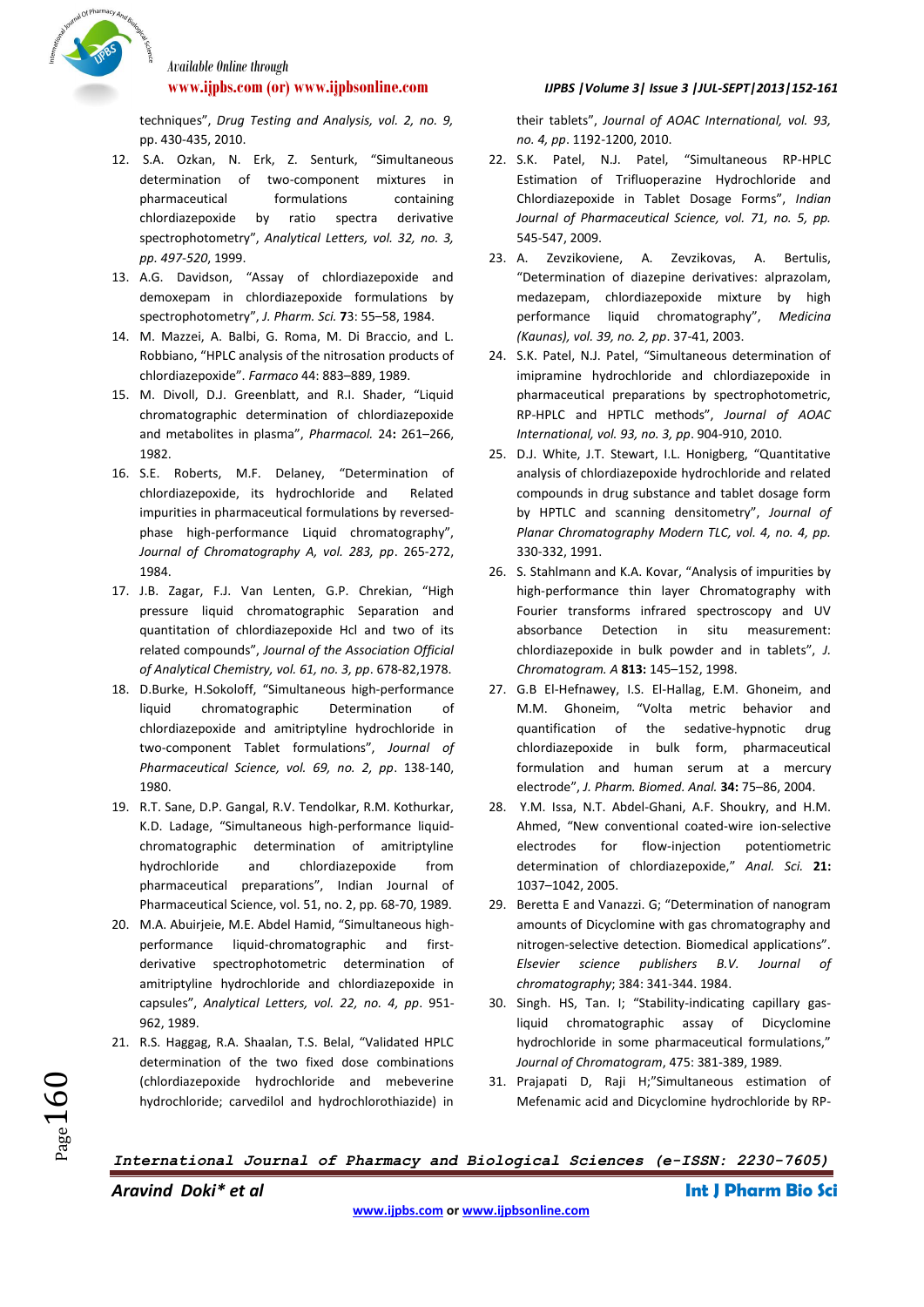techniques", *Drug Testing and Analysis, vol. 2, no. 9*, pp. 430-435, 2010.

12. S.A. Ozkan, N. Erk, Z. Senturk, "Simultaneous determination of two-component mixtures in pharmaceutical formulations containing chlordiazepoxide by ratio spectra derivative spectrophotometry", *Analytical Letters, vol. 32, no. 3, pp. 497-520*, 1999.
13. A.G. Davidson, "Assay of chlordiazepoxide and demoxepam in chlordiazepoxide formulations by spectrophotometry", *J. Pharm. Sci.* **73**: 55–58, 1984.
14. M. Mazzei, A. Balbi, G. Roma, M. Di Braccio, and L. Robbiano, "HPLC analysis of the nitrosation products of chlordiazepoxide". *Farmaco* 44: 883–889, 1989.
15. M. Divoll, D.J. Greenblatt, and R.I. Shader, "Liquid chromatographic determination of chlordiazepoxide and metabolites in plasma", *Pharmacol.* 24**:** 261–266, 1982.
16. S.E. Roberts, M.F. Delaney, "Determination of chlordiazepoxide, its hydrochloride and Related impurities in pharmaceutical formulations by reversed-phase high-performance Liquid chromatography", *Journal of Chromatography A, vol. 283, pp*. 265-272, 1984.
17. J.B. Zagar, F.J. Van Lenten, G.P. Chrekian, "High pressure liquid chromatographic Separation and quantitation of chlordiazepoxide Hcl and two of its related compounds", *Journal of the Association Official of Analytical Chemistry, vol. 61, no. 3, pp*. 678-82,1978.
18. D.Burke, H.Sokoloff, "Simultaneous high-performance liquid chromatographic Determination of chlordiazepoxide and amitriptyline hydrochloride in two-component Tablet formulations", *Journal of Pharmaceutical Science, vol. 69, no. 2, pp*. 138-140, 1980.
19. R.T. Sane, D.P. Gangal, R.V. Tendolkar, R.M. Kothurkar, K.D. Ladage, "Simultaneous high-performance liquid-chromatographic determination of amitriptyline hydrochloride and chlordiazepoxide from pharmaceutical preparations", Indian Journal of Pharmaceutical Science, vol. 51, no. 2, pp. 68-70, 1989.
20. M.A. Abuirjeie, M.E. Abdel Hamid, "Simultaneous high-performance liquid-chromatographic and first-derivative spectrophotometric determination of amitriptyline hydrochloride and chlordiazepoxide in capsules", *Analytical Letters, vol. 22, no. 4, pp*. 951-962, 1989.
21. R.S. Haggag, R.A. Shaalan, T.S. Belal, "Validated HPLC determination of the two fixed dose combinations (chlordiazepoxide hydrochloride and mebeverine hydrochloride; carvedilol and hydrochlorothiazide) in their tablets", *Journal of AOAC International, vol. 93, no. 4, pp*. 1192-1200, 2010.
22. S.K. Patel, N.J. Patel, "Simultaneous RP-HPLC Estimation of Trifluoperazine Hydrochloride and Chlordiazepoxide in Tablet Dosage Forms", *Indian Journal of Pharmaceutical Science, vol. 71, no. 5, pp.* 545-547, 2009.
23. A. Zevzikoviene, A. Zevzikovas, A. Bertulis, "Determination of diazepine derivatives: alprazolam, medazepam, chlordiazepoxide mixture by high performance liquid chromatography", *Medicina (Kaunas), vol. 39, no. 2, pp*. 37-41, 2003.
24. S.K. Patel, N.J. Patel, "Simultaneous determination of imipramine hydrochloride and chlordiazepoxide in pharmaceutical preparations by spectrophotometric, RP-HPLC and HPTLC methods", *Journal of AOAC International, vol. 93, no. 3, pp*. 904-910, 2010.
25. D.J. White, J.T. Stewart, I.L. Honigberg, "Quantitative analysis of chlordiazepoxide hydrochloride and related compounds in drug substance and tablet dosage form by HPTLC and scanning densitometry", *Journal of Planar Chromatography Modern TLC, vol. 4, no. 4, pp.* 330-332, 1991.
26. S. Stahlmann and K.A. Kovar, "Analysis of impurities by high-performance thin layer Chromatography with Fourier transforms infrared spectroscopy and UV absorbance Detection in situ measurement: chlordiazepoxide in bulk powder and in tablets", *J. Chromatogram. A* **813:** 145–152, 1998.
27. G.B El-Hefnawey, I.S. El-Hallag, E.M. Ghoneim, and M.M. Ghoneim, "Volta metric behavior and quantification of the sedative-hypnotic drug chlordiazepoxide in bulk form, pharmaceutical formulation and human serum at a mercury electrode", *J. Pharm. Biomed. Anal.* **34:** 75–86, 2004.
28. Y.M. Issa, N.T. Abdel-Ghani, A.F. Shoukry, and H.M. Ahmed, "New conventional coated-wire ion-selective electrodes for flow-injection potentiometric determination of chlordiazepoxide," *Anal. Sci.* **21:** 1037–1042, 2005.
29. Beretta E and Vanazzi. G; "Determination of nanogram amounts of Dicyclomine with gas chromatography and nitrogen-selective detection. Biomedical applications". *Elsevier science publishers B.V. Journal of chromatography*; 384: 341-344. 1984.
30. Singh. HS, Tan. I; "Stability-indicating capillary gas-liquid chromatographic assay of Dicyclomine hydrochloride in some pharmaceutical formulations," *Journal of Chromatogram*, 475: 381-389, 1989.
31. Prajapati D, Raji H;"Simultaneous estimation of Mefenamic acid and Dicyclomine hydrochloride by RP-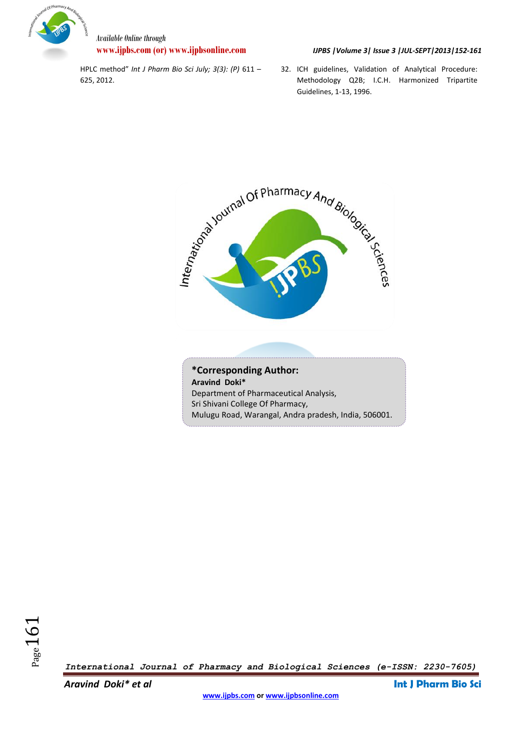HPLC method" *Int J Pharm Bio Sci July; 3(3): (P)* 611 – 625, 2012.

32. ICH guidelines, Validation of Analytical Procedure: Methodology Q2B; I.C.H. Harmonized Tripartite Guidelines, 1-13, 1996.

**\*Corresponding Author:**
**Aravind Doki\***
Department of Pharmaceutical Analysis,
Sri Shivani College Of Pharmacy,
Mulugu Road, Warangal, Andra pradesh, India, 506001.